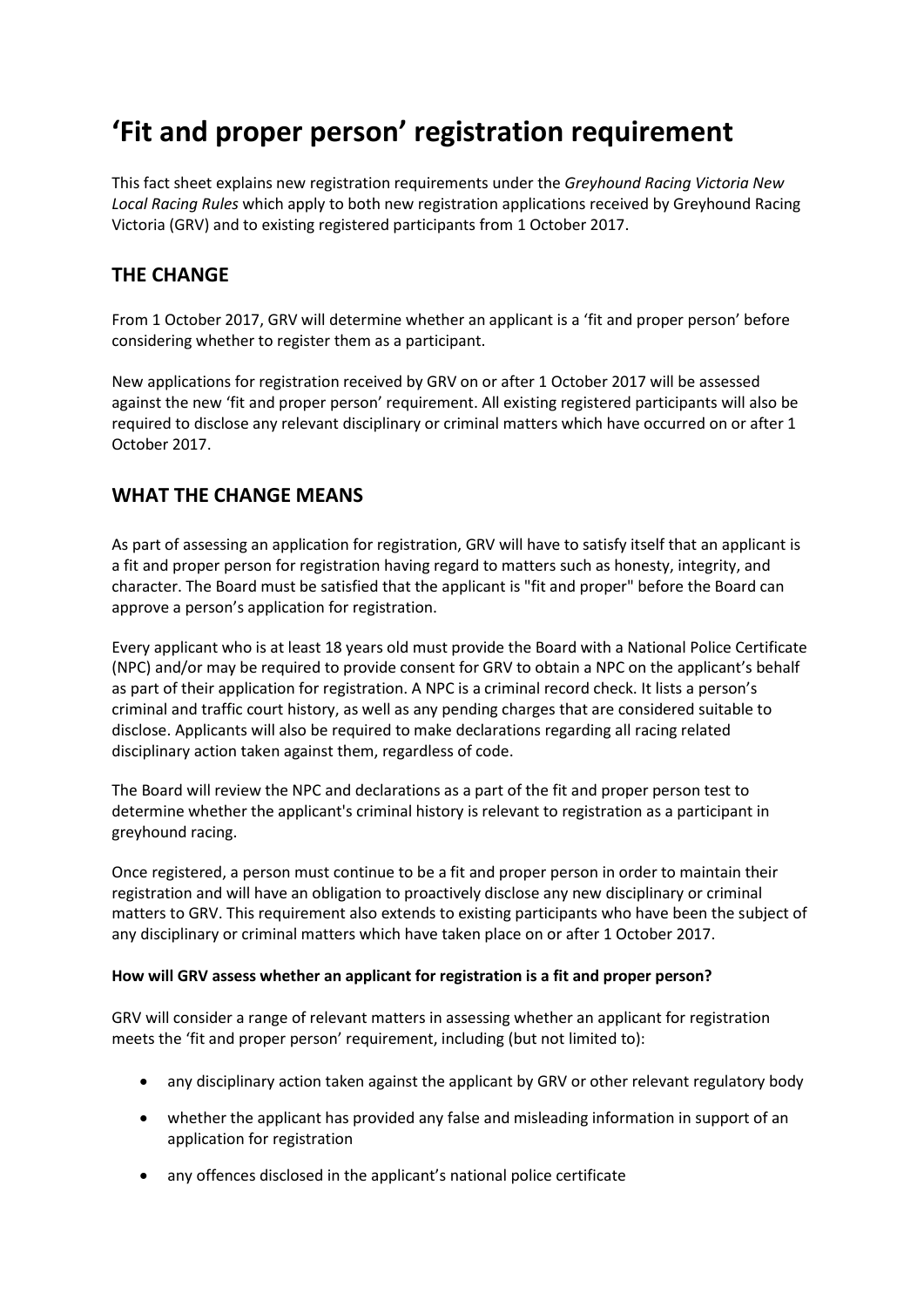# 'Fit and proper person' registration requirement

This fact sheet explains new registration requirements under the *Greyhound Racing Victoria New Local Racing Rules* which apply to both new registration applications received by Greyhound Racing Victoria (GRV) and to existing registered participants from 1 October 2017.

## THE CHANGE

From 1 October 2017, GRV will determine whether an applicant is a 'fit and proper person' before considering whether to register them as a participant.

New applications for registration received by GRV on or after 1 October 2017 will be assessed against the new 'fit and proper person' requirement. All existing registered participants will also be required to disclose any relevant disciplinary or criminal matters which have occurred on or after 1 October 2017.

## WHAT THE CHANGE MEANS

As part of assessing an application for registration, GRV will have to satisfy itself that an applicant is a fit and proper person for registration having regard to matters such as honesty, integrity, and character. The Board must be satisfied that the applicant is "fit and proper" before the Board can approve a person's application for registration.

Every applicant who is at least 18 years old must provide the Board with a National Police Certificate (NPC) and/or may be required to provide consent for GRV to obtain a NPC on the applicant's behalf as part of their application for registration. A NPC is a criminal record check. It lists a person's criminal and traffic court history, as well as any pending charges that are considered suitable to disclose. Applicants will also be required to make declarations regarding all racing related disciplinary action taken against them, regardless of code.

The Board will review the NPC and declarations as a part of the fit and proper person test to determine whether the applicant's criminal history is relevant to registration as a participant in greyhound racing.

Once registered, a person must continue to be a fit and proper person in order to maintain their registration and will have an obligation to proactively disclose any new disciplinary or criminal matters to GRV. This requirement also extends to existing participants who have been the subject of any disciplinary or criminal matters which have taken place on or after 1 October 2017.

**How will GRV assess whether an applicant for registration is a fit and proper person?**

GRV will consider a range of relevant matters in assessing whether an applicant for registration meets the 'fit and proper person' requirement, including (but not limited to):

- any disciplinary action taken against the applicant by GRV or other relevant regulatory body
- whether the applicant has provided any false and misleading information in support of an application for registration
- any offences disclosed in the applicant's national police certificate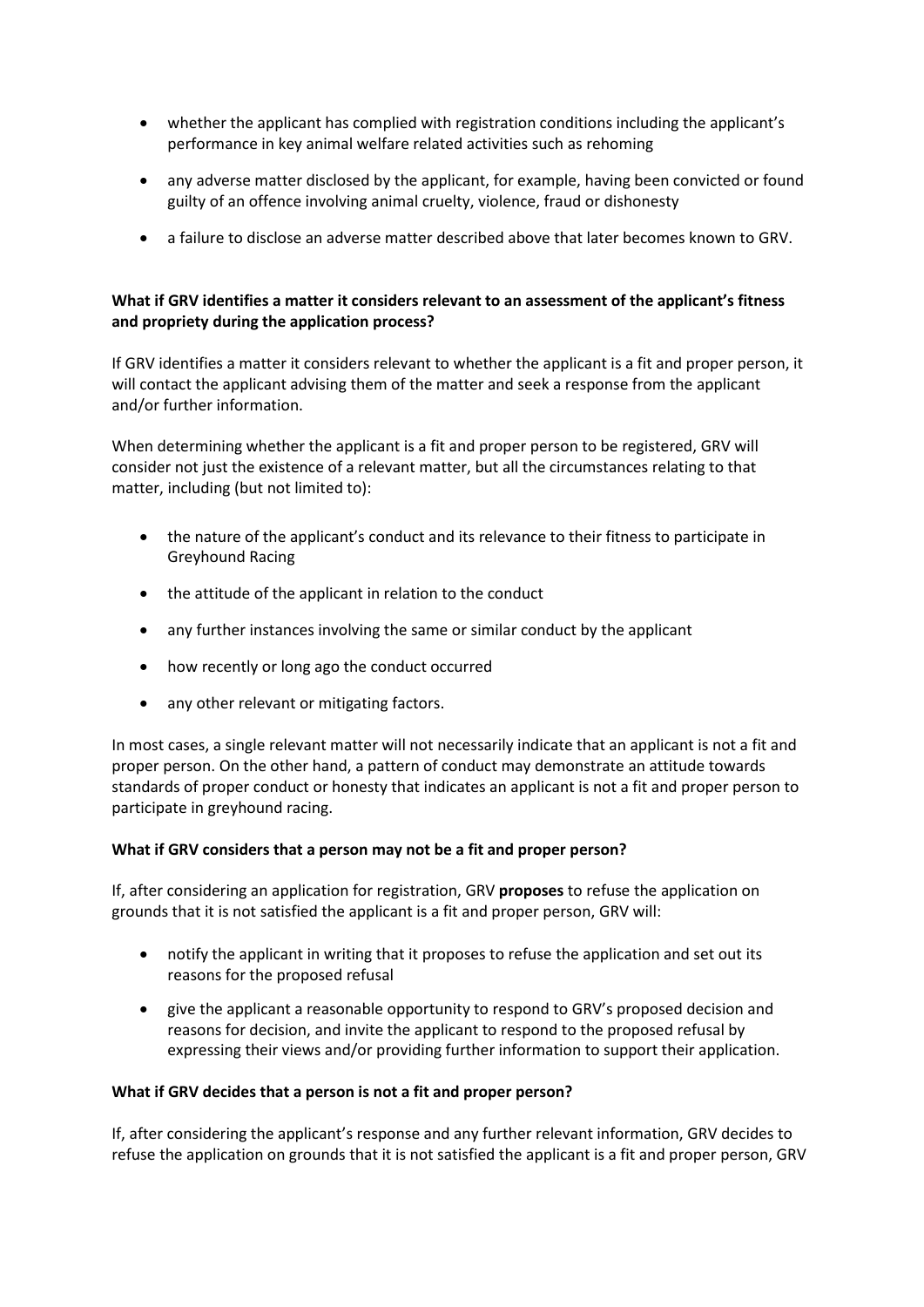- whether the applicant has complied with registration conditions including the applicant's performance in key animal welfare related activities such as rehoming
- any adverse matter disclosed by the applicant, for example, having been convicted or found guilty of an offence involving animal cruelty, violence, fraud or dishonesty
- a failure to disclose an adverse matter described above that later becomes known to GRV.

**What if GRV identifies a matter it considers relevant to an assessment of the applicant's fitness and propriety during the application process?**

If GRV identifies a matter it considers relevant to whether the applicant is a fit and proper person, it will contact the applicant advising them of the matter and seek a response from the applicant and/or further information.

When determining whether the applicant is a fit and proper person to be registered, GRV will consider not just the existence of a relevant matter, but all the circumstances relating to that matter, including (but not limited to):

- the nature of the applicant's conduct and its relevance to their fitness to participate in Greyhound Racing
- the attitude of the applicant in relation to the conduct
- any further instances involving the same or similar conduct by the applicant
- how recently or long ago the conduct occurred
- any other relevant or mitigating factors.

In most cases, a single relevant matter will not necessarily indicate that an applicant is not a fit and proper person. On the other hand, a pattern of conduct may demonstrate an attitude towards standards of proper conduct or honesty that indicates an applicant is not a fit and proper person to participate in greyhound racing.

**What if GRV considers that a person may not be a fit and proper person?**

If, after considering an application for registration, GRV **proposes** to refuse the application on grounds that it is not satisfied the applicant is a fit and proper person, GRV will:

- notify the applicant in writing that it proposes to refuse the application and set out its reasons for the proposed refusal
- give the applicant a reasonable opportunity to respond to GRV's proposed decision and reasons for decision, and invite the applicant to respond to the proposed refusal by expressing their views and/or providing further information to support their application.

**What if GRV decides that a person is not a fit and proper person?**

If, after considering the applicant's response and any further relevant information, GRV decides to refuse the application on grounds that it is not satisfied the applicant is a fit and proper person, GRV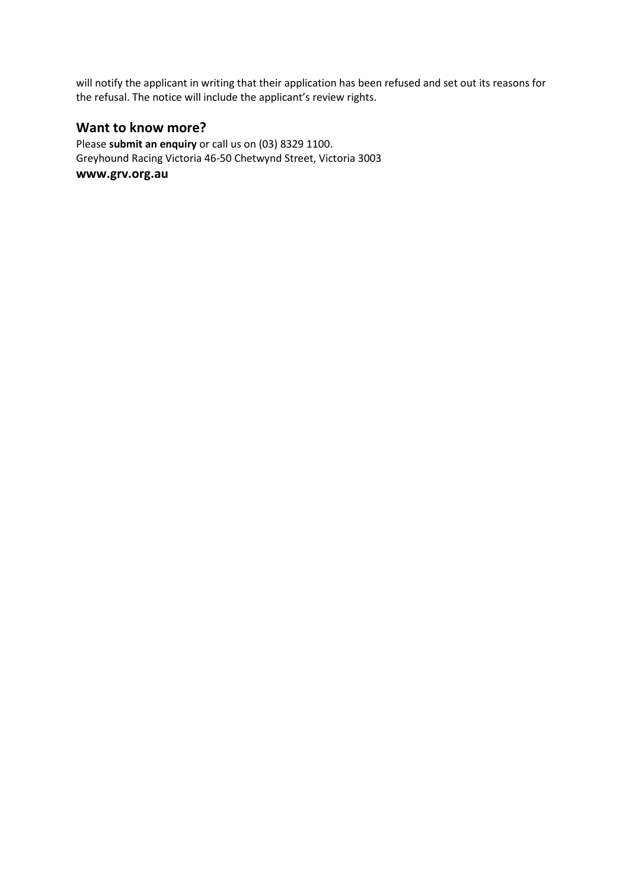will notify the applicant in writing that their application has been refused and set out its reasons for the refusal. The notice will include the applicant's review rights.

## Want to know more?

Please **submit an enquiry** or call us on (03) 8329 1100.
Greyhound Racing Victoria 46-50 Chetwynd Street, Victoria 3003

**www.grv.org.au**